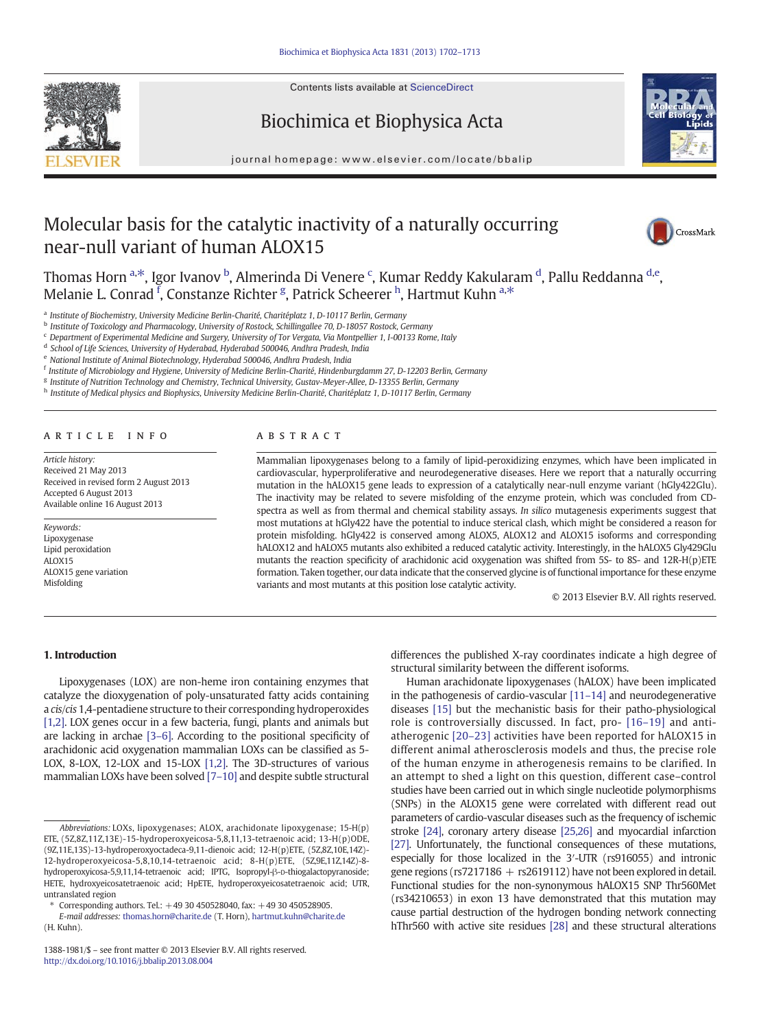# Molecular basis for the catalytic inactivity of a naturally occurring near-null variant of human ALOX15

Thomas Horn [a,*], Igor Ivanov [b], Almerinda Di Venere [c], Kumar Reddy Kakularam [d], Pallu Reddanna [d,e], Melanie L. Conrad [f], Constanze Richter [g], Patrick Scheerer [h], Hartmut Kuhn [a,*]

[a] Institute of Biochemistry, University Medicine Berlin-Charité, Charitéplatz 1, D-10117 Berlin, Germany
[b] Institute of Toxicology and Pharmacology, University of Rostock, Schillingallee 70, D-18057 Rostock, Germany
[c] Department of Experimental Medicine and Surgery, University of Tor Vergata, Via Montpellier 1, I-00133 Rome, Italy
[d] School of Life Sciences, University of Hyderabad, Hyderabad 500046, Andhra Pradesh, India
[e] National Institute of Animal Biotechnology, Hyderabad 500046, Andhra Pradesh, India
[f] Institute of Microbiology and Hygiene, University of Medicine Berlin-Charité, Hindenburgdamm 27, D-12203 Berlin, Germany
[g] Institute of Nutrition Technology and Chemistry, Technical University, Gustav-Meyer-Allee, D-13355 Berlin, Germany
[h] Institute of Medical physics and Biophysics, University Medicine Berlin-Charité, Charitéplatz 1, D-10117 Berlin, Germany

## ARTICLE INFO

*Article history:*
Received 21 May 2013
Received in revised form 2 August 2013
Accepted 6 August 2013
Available online 16 August 2013

*Keywords:*
Lipoxygenase
Lipid peroxidation
ALOX15
ALOX15 gene variation
Misfolding

## ABSTRACT

Mammalian lipoxygenases belong to a family of lipid-peroxidizing enzymes, which have been implicated in cardiovascular, hyperproliferative and neurodegenerative diseases. Here we report that a naturally occurring mutation in the hALOX15 gene leads to expression of a catalytically near-null enzyme variant (hGly422Glu). The inactivity may be related to severe misfolding of the enzyme protein, which was concluded from CD-spectra as well as from thermal and chemical stability assays. *In silico* mutagenesis experiments suggest that most mutations at hGly422 have the potential to induce sterical clash, which might be considered a reason for protein misfolding. hGly422 is conserved among ALOX5, ALOX12 and ALOX15 isoforms and corresponding hALOX12 and hALOX5 mutants also exhibited a reduced catalytic activity. Interestingly, in the hALOX5 Gly429Glu mutants the reaction specificity of arachidonic acid oxygenation was shifted from 5S- to 8S- and 12R-H(p)ETE formation. Taken together, our data indicate that the conserved glycine is of functional importance for these enzyme variants and most mutants at this position lose catalytic activity.

© 2013 Elsevier B.V. All rights reserved.

## 1. Introduction

Lipoxygenases (LOX) are non-heme iron containing enzymes that catalyze the dioxygenation of poly-unsaturated fatty acids containing a *cis/cis* 1,4-pentadiene structure to their corresponding hydroperoxides [1,2]. LOX genes occur in a few bacteria, fungi, plants and animals but are lacking in archae [3–6]. According to the positional specificity of arachidonic acid oxygenation mammalian LOXs can be classified as 5-LOX, 8-LOX, 12-LOX and 15-LOX [1,2]. The 3D-structures of various mammalian LOXs have been solved [7–10] and despite subtle structural differences the published X-ray coordinates indicate a high degree of structural similarity between the different isoforms.

Human arachidonate lipoxygenases (hALOX) have been implicated in the pathogenesis of cardio-vascular [11–14] and neurodegenerative diseases [15] but the mechanistic basis for their patho-physiological role is controversially discussed. In fact, pro- [16–19] and anti-atherogenic [20–23] activities have been reported for hALOX15 in different animal atherosclerosis models and thus, the precise role of the human enzyme in atherogenesis remains to be clarified. In an attempt to shed a light on this question, different case–control studies have been carried out in which single nucleotide polymorphisms (SNPs) in the ALOX15 gene were correlated with different read out parameters of cardio-vascular diseases such as the frequency of ischemic stroke [24], coronary artery disease [25,26] and myocardial infarction [27]. Unfortunately, the functional consequences of these mutations, especially for those localized in the 3′-UTR (rs916055) and intronic gene regions (rs7217186 + rs2619112) have not been explored in detail. Functional studies for the non-synonymous hALOX15 SNP Thr560Met (rs34210653) in exon 13 have demonstrated that this mutation may cause partial destruction of the hydrogen bonding network connecting hThr560 with active site residues [28] and these structural alterations

---

*Abbreviations:* LOXs, lipoxygenases; ALOX, arachidonate lipoxygenase; 15-H(p)ETE, (5Z,8Z,11Z,13E)-15-hydroperoxyeicosa-5,8,11,13-tetraenoic acid; 13-H(p)ODE, (9Z,11E,13S)-13-hydroperoxyoctadeca-9,11-dienoic acid; 12-H(p)ETE, (5Z,8Z,10E,14Z)-12-hydroperoxyeicosa-5,8,10,14-tetraenoic acid; 8-H(p)ETE, (5Z,9E,11Z,14Z)-8-hydroperoxyicosa-5,9,11,14-tetraenoic acid; IPTG, Isopropyl-β-D-thiogalactopyranoside; HETE, hydroxyeicosatetraenoic acid; HpETE, hydroperoxyeicosatetraenoic acid; UTR, untranslated region

\* Corresponding authors. Tel.: +49 30 450528040, fax: +49 30 450528905.
*E-mail addresses:* thomas.horn@charite.de (T. Horn), hartmut.kuhn@charite.de (H. Kuhn).

1388-1981/$ – see front matter © 2013 Elsevier B.V. All rights reserved.
http://dx.doi.org/10.1016/j.bbalip.2013.08.004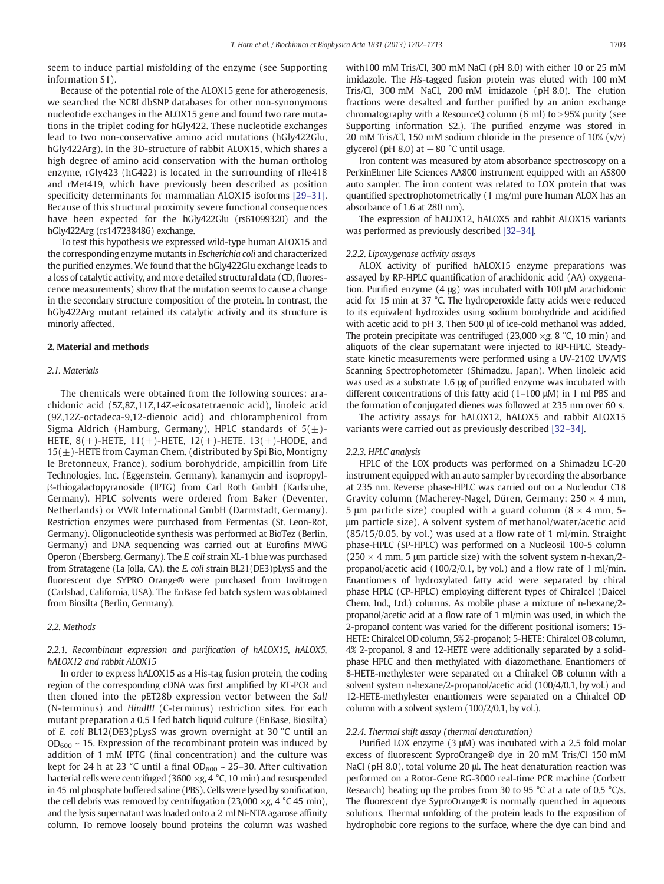seem to induce partial misfolding of the enzyme (see Supporting information S1).

Because of the potential role of the ALOX15 gene for atherogenesis, we searched the NCBI dbSNP databases for other non-synonymous nucleotide exchanges in the ALOX15 gene and found two rare mutations in the triplet coding for hGly422. These nucleotide exchanges lead to two non-conservative amino acid mutations (hGly422Glu, hGly422Arg). In the 3D-structure of rabbit ALOX15, which shares a high degree of amino acid conservation with the human ortholog enzyme, rGly423 (hG422) is located in the surrounding of rIle418 and rMet419, which have previously been described as position specificity determinants for mammalian ALOX15 isoforms [29–31]. Because of this structural proximity severe functional consequences have been expected for the hGly422Glu (rs61099320) and the hGly422Arg (rs147238486) exchange.

To test this hypothesis we expressed wild-type human ALOX15 and the corresponding enzyme mutants in *Escherichia coli* and characterized the purified enzymes. We found that the hGly422Glu exchange leads to a loss of catalytic activity, and more detailed structural data (CD, fluorescence measurements) show that the mutation seems to cause a change in the secondary structure composition of the protein. In contrast, the hGly422Arg mutant retained its catalytic activity and its structure is minorly affected.

## 2. Material and methods

### 2.1. Materials

The chemicals were obtained from the following sources: arachidonic acid (5Z,8Z,11Z,14Z-eicosatetraenoic acid), linoleic acid (9Z,12Z-octadeca-9,12-dienoic acid) and chloramphenicol from Sigma Aldrich (Hamburg, Germany), HPLC standards of 5(±)-HETE, 8(±)-HETE, 11(±)-HETE, 12(±)-HETE, 13(±)-HODE, and 15(±)-HETE from Cayman Chem. (distributed by Spi Bio, Montigny le Bretonneux, France), sodium borohydride, ampicillin from Life Technologies, Inc. (Eggenstein, Germany), kanamycin and isopropyl-β-thiogalactopyranoside (IPTG) from Carl Roth GmbH (Karlsruhe, Germany). HPLC solvents were ordered from Baker (Deventer, Netherlands) or VWR International GmbH (Darmstadt, Germany). Restriction enzymes were purchased from Fermentas (St. Leon-Rot, Germany). Oligonucleotide synthesis was performed at BioTez (Berlin, Germany) and DNA sequencing was carried out at Eurofins MWG Operon (Ebersberg, Germany). The *E. coli* strain XL-1 blue was purchased from Stratagene (La Jolla, CA), the *E. coli* strain BL21(DE3)pLysS and the fluorescent dye SYPRO Orange® were purchased from Invitrogen (Carlsbad, California, USA). The EnBase fed batch system was obtained from Biosilta (Berlin, Germany).

### 2.2. Methods

#### 2.2.1. Recombinant expression and purification of hALOX15, hALOX5, hALOX12 and rabbit ALOX15

In order to express hALOX15 as a His-tag fusion protein, the coding region of the corresponding cDNA was first amplified by RT-PCR and then cloned into the pET28b expression vector between the *SalI* (N-terminus) and *HindIII* (C-terminus) restriction sites. For each mutant preparation a 0.5 l fed batch liquid culture (EnBase, Biosilta) of *E. coli* BL12(DE3)pLysS was grown overnight at 30 °C until an $OD_{600}$ ~ 15. Expression of the recombinant protein was induced by addition of 1 mM IPTG (final concentration) and the culture was kept for 24 h at 23 °C until a final $OD_{600}$ ~ 25–30. After cultivation bacterial cells were centrifuged (3600 ×g, 4 °C, 10 min) and resuspended in 45 ml phosphate buffered saline (PBS). Cells were lysed by sonification, the cell debris was removed by centrifugation (23,000 ×g, 4 °C 45 min), and the lysis supernatant was loaded onto a 2 ml Ni-NTA agarose affinity column. To remove loosely bound proteins the column was washed with100 mM Tris/Cl, 300 mM NaCl (pH 8.0) with either 10 or 25 mM imidazole. The *His*-tagged fusion protein was eluted with 100 mM Tris/Cl, 300 mM NaCl, 200 mM imidazole (pH 8.0). The elution fractions were desalted and further purified by an anion exchange chromatography with a ResourceQ column (6 ml) to >95% purity (see Supporting information S2.). The purified enzyme was stored in 20 mM Tris/Cl, 150 mM sodium chloride in the presence of 10% (v/v) glycerol (pH 8.0) at −80 °C until usage.

Iron content was measured by atom absorbance spectroscopy on a PerkinElmer Life Sciences AA800 instrument equipped with an AS800 auto sampler. The iron content was related to LOX protein that was quantified spectrophotometrically (1 mg/ml pure human ALOX has an absorbance of 1.6 at 280 nm).

The expression of hALOX12, hALOX5 and rabbit ALOX15 variants was performed as previously described [32–34].

#### 2.2.2. Lipoxygenase activity assays

ALOX activity of purified hALOX15 enzyme preparations was assayed by RP-HPLC quantification of arachidonic acid (AA) oxygenation. Purified enzyme (4 μg) was incubated with 100 μM arachidonic acid for 15 min at 37 °C. The hydroperoxide fatty acids were reduced to its equivalent hydroxides using sodium borohydride and acidified with acetic acid to pH 3. Then 500 μl of ice-cold methanol was added. The protein precipitate was centrifuged (23,000 ×g, 8 °C, 10 min) and aliquots of the clear supernatant were injected to RP-HPLC. Steady-state kinetic measurements were performed using a UV-2102 UV/VIS Scanning Spectrophotometer (Shimadzu, Japan). When linoleic acid was used as a substrate 1.6 μg of purified enzyme was incubated with different concentrations of this fatty acid (1–100 μM) in 1 ml PBS and the formation of conjugated dienes was followed at 235 nm over 60 s.

The activity assays for hALOX12, hALOX5 and rabbit ALOX15 variants were carried out as previously described [32–34].

#### 2.2.3. HPLC analysis

HPLC of the LOX products was performed on a Shimadzu LC-20 instrument equipped with an auto sampler by recording the absorbance at 235 nm. Reverse phase-HPLC was carried out on a Nucleodur C18 Gravity column (Macherey-Nagel, Düren, Germany; 250 × 4 mm, 5 μm particle size) coupled with a guard column (8 × 4 mm, 5-μm particle size). A solvent system of methanol/water/acetic acid (85/15/0.05, by vol.) was used at a flow rate of 1 ml/min. Straight phase-HPLC (SP-HPLC) was performed on a Nucleosil 100-5 column (250 × 4 mm, 5 μm particle size) with the solvent system n-hexan/2-propanol/acetic acid (100/2/0.1, by vol.) and a flow rate of 1 ml/min. Enantiomers of hydroxylated fatty acid were separated by chiral phase HPLC (CP-HPLC) employing different types of Chiralcel (Daicel Chem. Ind., Ltd.) columns. As mobile phase a mixture of n-hexane/2-propanol/acetic acid at a flow rate of 1 ml/min was used, in which the 2-propanol content was varied for the different positional isomers: 15-HETE: Chiralcel OD column, 5% 2-propanol; 5-HETE: Chiralcel OB column, 4% 2-propanol. 8 and 12-HETE were additionally separated by a solid-phase HPLC and then methylated with diazomethane. Enantiomers of 8-HETE-methylester were separated on a Chiralcel OB column with a solvent system n-hexane/2-propanol/acetic acid (100/4/0.1, by vol.) and 12-HETE-methylester enantiomers were separated on a Chiralcel OD column with a solvent system (100/2/0.1, by vol.).

#### 2.2.4. Thermal shift assay (thermal denaturation)

Purified LOX enzyme (3 μM) was incubated with a 2.5 fold molar excess of fluorescent SyproOrange® dye in 20 mM Tris/Cl 150 mM NaCl (pH 8.0), total volume 20 μl. The heat denaturation reaction was performed on a Rotor-Gene RG-3000 real-time PCR machine (Corbett Research) heating up the probes from 30 to 95 °C at a rate of 0.5 °C/s. The fluorescent dye SyproOrange® is normally quenched in aqueous solutions. Thermal unfolding of the protein leads to the exposition of hydrophobic core regions to the surface, where the dye can bind and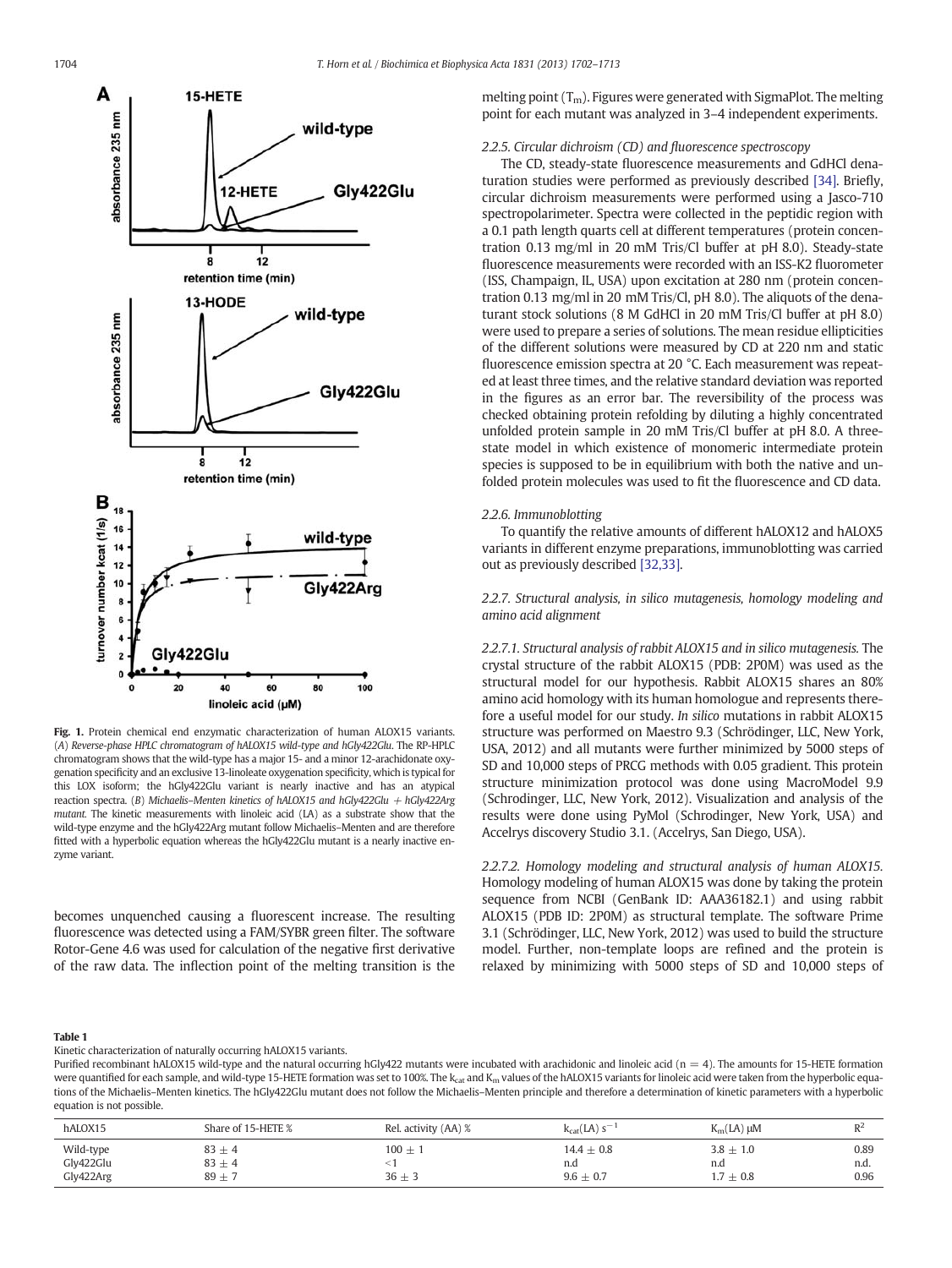Fig. 1. Protein chemical end enzymatic characterization of human ALOX15 variants. (*A*) *Reverse-phase HPLC chromatogram of hALOX15 wild-type and hGly422Glu*. The RP-HPLC chromatogram shows that the wild-type has a major 15- and a minor 12-arachidonate oxygenation specificity and an exclusive 13-linoleate oxygenation specificity, which is typical for this LOX isoform; the hGly422Glu variant is nearly inactive and has an atypical reaction spectra. (*B*) *Michaelis–Menten kinetics of hALOX15 and hGly422Glu + hGly422Arg mutant*. The kinetic measurements with linoleic acid (LA) as a substrate show that the wild-type enzyme and the hGly422Arg mutant follow Michaelis–Menten and are therefore fitted with a hyperbolic equation whereas the hGly422Glu mutant is a nearly inactive enzyme variant.

becomes unquenched causing a fluorescent increase. The resulting fluorescence was detected using a FAM/SYBR green filter. The software Rotor-Gene 4.6 was used for calculation of the negative first derivative of the raw data. The inflection point of the melting transition is the melting point ($T_m$). Figures were generated with SigmaPlot. The melting point for each mutant was analyzed in 3–4 independent experiments.

#### 2.2.5. Circular dichroism (CD) and fluorescence spectroscopy

The CD, steady-state fluorescence measurements and GdHCl denaturation studies were performed as previously described [34]. Briefly, circular dichroism measurements were performed using a Jasco-710 spectropolarimeter. Spectra were collected in the peptidic region with a 0.1 path length quarts cell at different temperatures (protein concentration 0.13 mg/ml in 20 mM Tris/Cl buffer at pH 8.0). Steady-state fluorescence measurements were recorded with an ISS-K2 fluorometer (ISS, Champaign, IL, USA) upon excitation at 280 nm (protein concentration 0.13 mg/ml in 20 mM Tris/Cl, pH 8.0). The aliquots of the denaturant stock solutions (8 M GdHCl in 20 mM Tris/Cl buffer at pH 8.0) were used to prepare a series of solutions. The mean residue ellipticities of the different solutions were measured by CD at 220 nm and static fluorescence emission spectra at 20 °C. Each measurement was repeated at least three times, and the relative standard deviation was reported in the figures as an error bar. The reversibility of the process was checked obtaining protein refolding by diluting a highly concentrated unfolded protein sample in 20 mM Tris/Cl buffer at pH 8.0. A three-state model in which existence of monomeric intermediate protein species is supposed to be in equilibrium with both the native and unfolded protein molecules was used to fit the fluorescence and CD data.

#### 2.2.6. Immunoblotting

To quantify the relative amounts of different hALOX12 and hALOX5 variants in different enzyme preparations, immunoblotting was carried out as previously described [32,33].

#### 2.2.7. Structural analysis, in silico mutagenesis, homology modeling and amino acid alignment

##### 2.2.7.1. Structural analysis of rabbit ALOX15 and in silico mutagenesis.

The crystal structure of the rabbit ALOX15 (PDB: 2P0M) was used as the structural model for our hypothesis. Rabbit ALOX15 shares an 80% amino acid homology with its human homologue and represents therefore a useful model for our study. *In silico* mutations in rabbit ALOX15 structure was performed on Maestro 9.3 (Schrödinger, LLC, New York, USA, 2012) and all mutants were further minimized by 5000 steps of SD and 10,000 steps of PRCG methods with 0.05 gradient. This protein structure minimization protocol was done using MacroModel 9.9 (Schrodinger, LLC, New York, 2012). Visualization and analysis of the results were done using PyMol (Schrodinger, New York, USA) and Accelrys discovery Studio 3.1. (Accelrys, San Diego, USA).

##### 2.2.7.2. Homology modeling and structural analysis of human ALOX15.

Homology modeling of human ALOX15 was done by taking the protein sequence from NCBI (GenBank ID: AAA36182.1) and using rabbit ALOX15 (PDB ID: 2P0M) as structural template. The software Prime 3.1 (Schrödinger, LLC, New York, 2012) was used to build the structure model. Further, non-template loops are refined and the protein is relaxed by minimizing with 5000 steps of SD and 10,000 steps of

**Table 1**
Kinetic characterization of naturally occurring hALOX15 variants.
Purified recombinant hALOX15 wild-type and the natural occurring hGly422 mutants were incubated with arachidonic and linoleic acid (n = 4). The amounts for 15-HETE formation were quantified for each sample, and wild-type 15-HETE formation was set to 100%. The $k_{cat}$ and $K_m$ values of the hALOX15 variants for linoleic acid were taken from the hyperbolic equations of the Michaelis–Menten kinetics. The hGly422Glu mutant does not follow the Michaelis–Menten principle and therefore a determination of kinetic parameters with a hyperbolic equation is not possible.

| hALOX15 | Share of 15-HETE % | Rel. activity (AA) % | $k_{cat}$(LA) $s^{-1}$ | $K_m$(LA) μM | $R^2$ |
|---|---|---|---|---|---|
| Wild-type | 83 ± 4 | 100 ± 1 | 14.4 ± 0.8 | 3.8 ± 1.0 | 0.89 |
| Gly422Glu | 83 ± 4 | <1 | n.d | n.d | n.d. |
| Gly422Arg | 89 ± 7 | 36 ± 3 | 9.6 ± 0.7 | 1.7 ± 0.8 | 0.96 |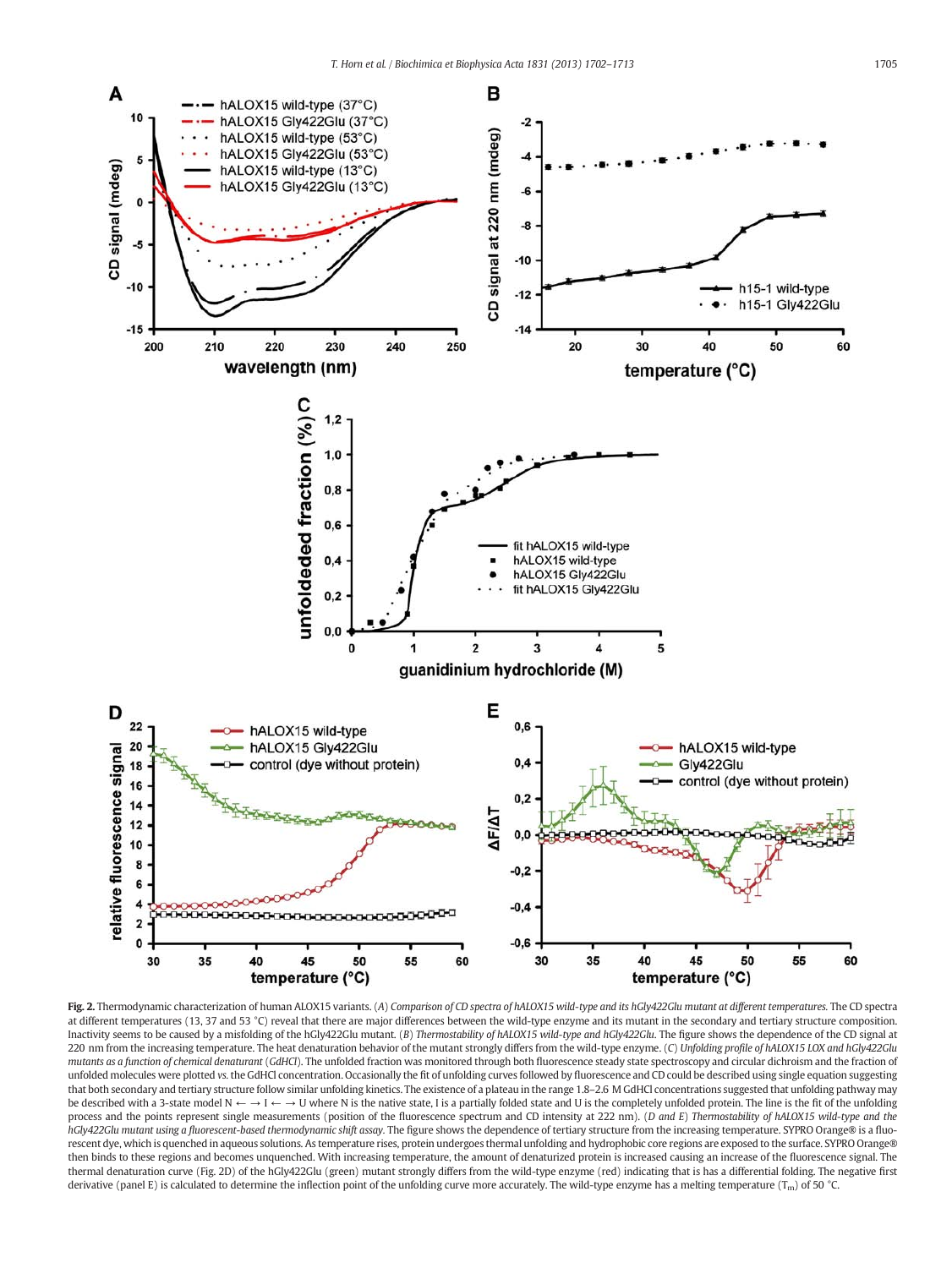**Fig. 2.** Thermodynamic characterization of human ALOX15 variants. (*A*) *Comparison of CD spectra of hALOX15 wild-type and its hGly422Glu mutant at different temperatures.* The CD spectra at different temperatures (13, 37 and 53 °C) reveal that there are major differences between the wild-type enzyme and its mutant in the secondary and tertiary structure composition. Inactivity seems to be caused by a misfolding of the hGly422Glu mutant. (*B*) *Thermostability of hALOX15 wild-type and hGly422Glu.* The figure shows the dependence of the CD signal at 220 nm from the increasing temperature. The heat denaturation behavior of the mutant strongly differs from the wild-type enzyme. (*C*) *Unfolding profile of hALOX15 LOX and hGly422Glu mutants as a function of chemical denaturant (GdHCl).* The unfolded fraction was monitored through both fluorescence steady state spectroscopy and circular dichroism and the fraction of unfolded molecules were plotted *vs.* the GdHCl concentration. Occasionally the fit of unfolding curves followed by fluorescence and CD could be described using single equation suggesting that both secondary and tertiary structure follow similar unfolding kinetics. The existence of a plateau in the range 1.8–2.6 M GdHCl concentrations suggested that unfolding pathway may be described with a 3-state model N ← → I ← → U where N is the native state, I is a partially folded state and U is the completely unfolded protein. The line is the fit of the unfolding process and the points represent single measurements (position of the fluorescence spectrum and CD intensity at 222 nm). (*D and E*) *Thermostability of hALOX15 wild-type and the hGly422Glu mutant using a fluorescent-based thermodynamic shift assay.* The figure shows the dependence of tertiary structure from the increasing temperature. SYPRO Orange® is a fluorescent dye, which is quenched in aqueous solutions. As temperature rises, protein undergoes thermal unfolding and hydrophobic core regions are exposed to the surface. SYPRO Orange® then binds to these regions and becomes unquenched. With increasing temperature, the amount of denaturized protein is increased causing an increase of the fluorescence signal. The thermal denaturation curve (Fig. 2D) of the hGly422Glu (green) mutant strongly differs from the wild-type enzyme (red) indicating that is has a differential folding. The negative first derivative (panel E) is calculated to determine the inflection point of the unfolding curve more accurately. The wild-type enzyme has a melting temperature ($T_m$) of 50 °C.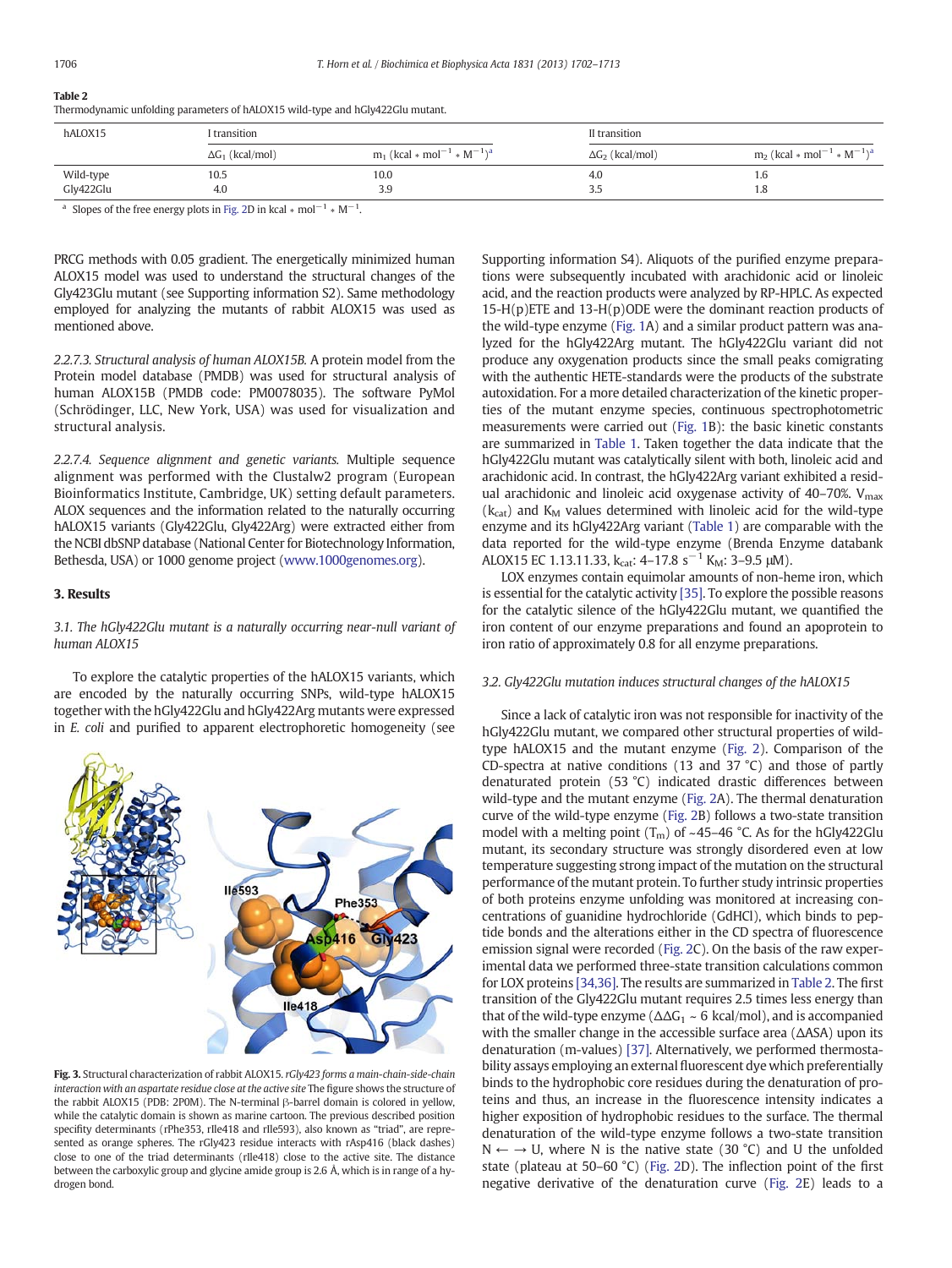**Table 2**
Thermodynamic unfolding parameters of hALOX15 wild-type and hGly422Glu mutant.

| hALOX15 | I transition | | II transition | |
|---|---|---|---|---|
| | $\Delta G_1$ (kcal/mol) | $m_1$ (kcal * $mol^{-1}$ * $M^{-1}$)[a] | $\Delta G_2$ (kcal/mol) | $m_2$ (kcal * $mol^{-1}$ * $M^{-1}$)[a] |
| Wild-type | 10.5 | 10.0 | 4.0 | 1.6 |
| Gly422Glu | 4.0 | 3.9 | 3.5 | 1.8 |

[a] Slopes of the free energy plots in Fig. 2D in kcal * $mol^{-1}$ * $M^{-1}$.

PRCG methods with 0.05 gradient. The energetically minimized human ALOX15 model was used to understand the structural changes of the Gly423Glu mutant (see Supporting information S2). Same methodology employed for analyzing the mutants of rabbit ALOX15 was used as mentioned above.

*2.2.7.3. Structural analysis of human ALOX15B.* A protein model from the Protein model database (PMDB) was used for structural analysis of human ALOX15B (PMDB code: PM0078035). The software PyMol (Schrödinger, LLC, New York, USA) was used for visualization and structural analysis.

*2.2.7.4. Sequence alignment and genetic variants.* Multiple sequence alignment was performed with the Clustalw2 program (European Bioinformatics Institute, Cambridge, UK) setting default parameters. ALOX sequences and the information related to the naturally occurring hALOX15 variants (Gly422Glu, Gly422Arg) were extracted either from the NCBI dbSNP database (National Center for Biotechnology Information, Bethesda, USA) or 1000 genome project (www.1000genomes.org).

## 3. Results

### *3.1. The hGly422Glu mutant is a naturally occurring near-null variant of human ALOX15*

To explore the catalytic properties of the hALOX15 variants, which are encoded by the naturally occurring SNPs, wild-type hALOX15 together with the hGly422Glu and hGly422Arg mutants were expressed in *E. coli* and purified to apparent electrophoretic homogeneity (see Supporting information S4). Aliquots of the purified enzyme preparations were subsequently incubated with arachidonic acid or linoleic acid, and the reaction products were analyzed by RP-HPLC. As expected 15-H(p)ETE and 13-H(p)ODE were the dominant reaction products of the wild-type enzyme (Fig. 1A) and a similar product pattern was analyzed for the hGly422Arg mutant. The hGly422Glu variant did not produce any oxygenation products since the small peaks comigrating with the authentic HETE-standards were the products of the substrate autoxidation. For a more detailed characterization of the kinetic properties of the mutant enzyme species, continuous spectrophotometric measurements were carried out (Fig. 1B): the basic kinetic constants are summarized in Table 1. Taken together the data indicate that the hGly422Glu mutant was catalytically silent with both, linoleic acid and arachidonic acid. In contrast, the hGly422Arg variant exhibited a residual arachidonic and linoleic acid oxygenase activity of 40–70%. $V_{max}$ ($k_{cat}$) and $K_M$ values determined with linoleic acid for the wild-type enzyme and its hGly422Arg variant (Table 1) are comparable with the data reported for the wild-type enzyme (Brenda Enzyme databank ALOX15 EC 1.13.11.33, $k_{cat}$: 4–17.8 $s^{-1}$ $K_M$: 3–9.5 μM).

LOX enzymes contain equimolar amounts of non-heme iron, which is essential for the catalytic activity [35]. To explore the possible reasons for the catalytic silence of the hGly422Glu mutant, we quantified the iron content of our enzyme preparations and found an apoprotein to iron ratio of approximately 0.8 for all enzyme preparations.

**Fig. 3.** Structural characterization of rabbit ALOX15. *rGly423 forms a main-chain-side-chain interaction with an aspartate residue close at the active site* The figure shows the structure of the rabbit ALOX15 (PDB: 2P0M). The N-terminal β-barrel domain is colored in yellow, while the catalytic domain is shown as marine cartoon. The previous described position specifity determinants (rPhe353, rIle418 and rIle593), also known as "triad", are represented as orange spheres. The rGly423 residue interacts with rAsp416 (black dashes) close to one of the triad determinants (rIle418) close to the active site. The distance between the carboxylic group and glycine amide group is 2.6 Å, which is in range of a hydrogen bond.

### *3.2. Gly422Glu mutation induces structural changes of the hALOX15*

Since a lack of catalytic iron was not responsible for inactivity of the hGly422Glu mutant, we compared other structural properties of wild-type hALOX15 and the mutant enzyme (Fig. 2). Comparison of the CD-spectra at native conditions (13 and 37 °C) and those of partly denaturated protein (53 °C) indicated drastic differences between wild-type and the mutant enzyme (Fig. 2A). The thermal denaturation curve of the wild-type enzyme (Fig. 2B) follows a two-state transition model with a melting point ($T_m$) of ~45–46 °C. As for the hGly422Glu mutant, its secondary structure was strongly disordered even at low temperature suggesting strong impact of the mutation on the structural performance of the mutant protein. To further study intrinsic properties of both proteins enzyme unfolding was monitored at increasing concentrations of guanidine hydrochloride (GdHCl), which binds to peptide bonds and the alterations either in the CD spectra of fluorescence emission signal were recorded (Fig. 2C). On the basis of the raw experimental data we performed three-state transition calculations common for LOX proteins [34,36]. The results are summarized in Table 2. The first transition of the Gly422Glu mutant requires 2.5 times less energy than that of the wild-type enzyme ($\Delta\Delta G_1$ ~ 6 kcal/mol), and is accompanied with the smaller change in the accessible surface area (ΔASA) upon its denaturation (m-values) [37]. Alternatively, we performed thermostability assays employing an external fluorescent dye which preferentially binds to the hydrophobic core residues during the denaturation of proteins and thus, an increase in the fluorescence intensity indicates a higher exposition of hydrophobic residues to the surface. The thermal denaturation of the wild-type enzyme follows a two-state transition N ← → U, where N is the native state (30 °C) and U the unfolded state (plateau at 50–60 °C) (Fig. 2D). The inflection point of the first negative derivative of the denaturation curve (Fig. 2E) leads to a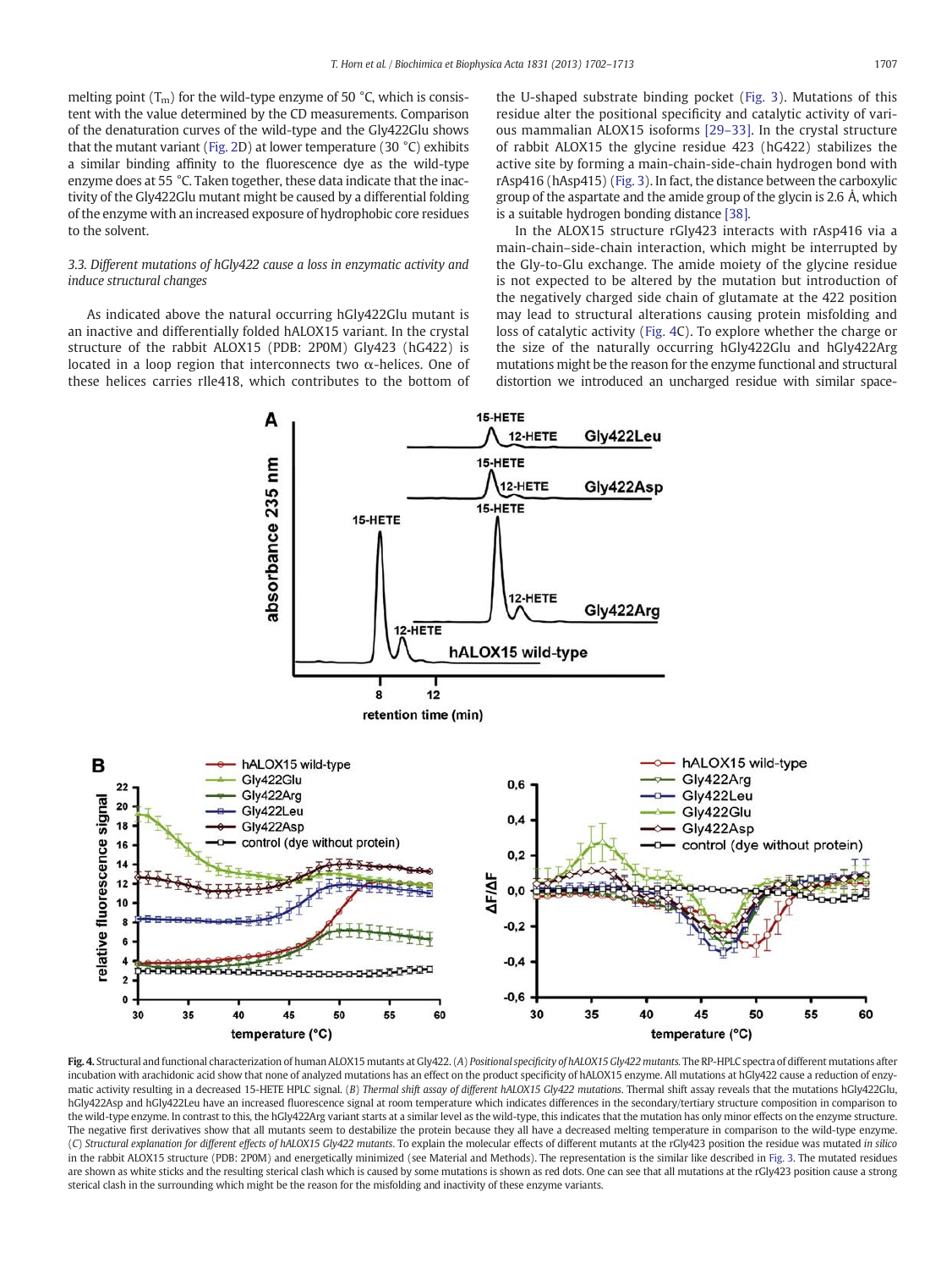melting point ($T_m$) for the wild-type enzyme of 50 °C, which is consistent with the value determined by the CD measurements. Comparison of the denaturation curves of the wild-type and the Gly422Glu shows that the mutant variant (Fig. 2D) at lower temperature (30 °C) exhibits a similar binding affinity to the fluorescence dye as the wild-type enzyme does at 55 °C. Taken together, these data indicate that the inactivity of the Gly422Glu mutant might be caused by a differential folding of the enzyme with an increased exposure of hydrophobic core residues to the solvent.

### 3.3. Different mutations of hGly422 cause a loss in enzymatic activity and induce structural changes

As indicated above the natural occurring hGly422Glu mutant is an inactive and differentially folded hALOX15 variant. In the crystal structure of the rabbit ALOX15 (PDB: 2P0M) Gly423 (hG422) is located in a loop region that interconnects two α-helices. One of these helices carries rIle418, which contributes to the bottom of the U-shaped substrate binding pocket (Fig. 3). Mutations of this residue alter the positional specificity and catalytic activity of various mammalian ALOX15 isoforms [29–33]. In the crystal structure of rabbit ALOX15 the glycine residue 423 (hG422) stabilizes the active site by forming a main-chain-side-chain hydrogen bond with rAsp416 (hAsp415) (Fig. 3). In fact, the distance between the carboxylic group of the aspartate and the amide group of the glycin is 2.6 Å, which is a suitable hydrogen bonding distance [38].

In the ALOX15 structure rGly423 interacts with rAsp416 via a main-chain–side-chain interaction, which might be interrupted by the Gly-to-Glu exchange. The amide moiety of the glycine residue is not expected to be altered by the mutation but introduction of the negatively charged side chain of glutamate at the 422 position may lead to structural alterations causing protein misfolding and loss of catalytic activity (Fig. 4C). To explore whether the charge or the size of the naturally occurring hGly422Glu and hGly422Arg mutations might be the reason for the enzyme functional and structural distortion we introduced an uncharged residue with similar space-

**Fig. 4.** Structural and functional characterization of human ALOX15 mutants at Gly422. (*A*) *Positional specificity of hALOX15 Gly422 mutants.* The RP-HPLC spectra of different mutations after incubation with arachidonic acid show that none of analyzed mutations has an effect on the product specificity of hALOX15 enzyme. All mutations at hGly422 cause a reduction of enzymatic activity resulting in a decreased 15-HETE HPLC signal. (*B*) *Thermal shift assay of different hALOX15 Gly422 mutations.* Thermal shift assay reveals that the mutations hGly422Glu, hGly422Asp and hGly422Leu have an increased fluorescence signal at room temperature which indicates differences in the secondary/tertiary structure composition in comparison to the wild-type enzyme. In contrast to this, the hGly422Arg variant starts at a similar level as the wild-type, this indicates that the mutation has only minor effects on the enzyme structure. The negative first derivatives show that all mutants seem to destabilize the protein because they all have a decreased melting temperature in comparison to the wild-type enzyme. (*C*) *Structural explanation for different effects of hALOX15 Gly422 mutants.* To explain the molecular effects of different mutants at the rGly423 position the residue was mutated *in silico* in the rabbit ALOX15 structure (PDB: 2P0M) and energetically minimized (see Material and Methods). The representation is the similar like described in Fig. 3. The mutated residues are shown as white sticks and the resulting sterical clash which is caused by some mutations is shown as red dots. One can see that all mutations at the rGly423 position cause a strong sterical clash in the surrounding which might be the reason for the misfolding and inactivity of these enzyme variants.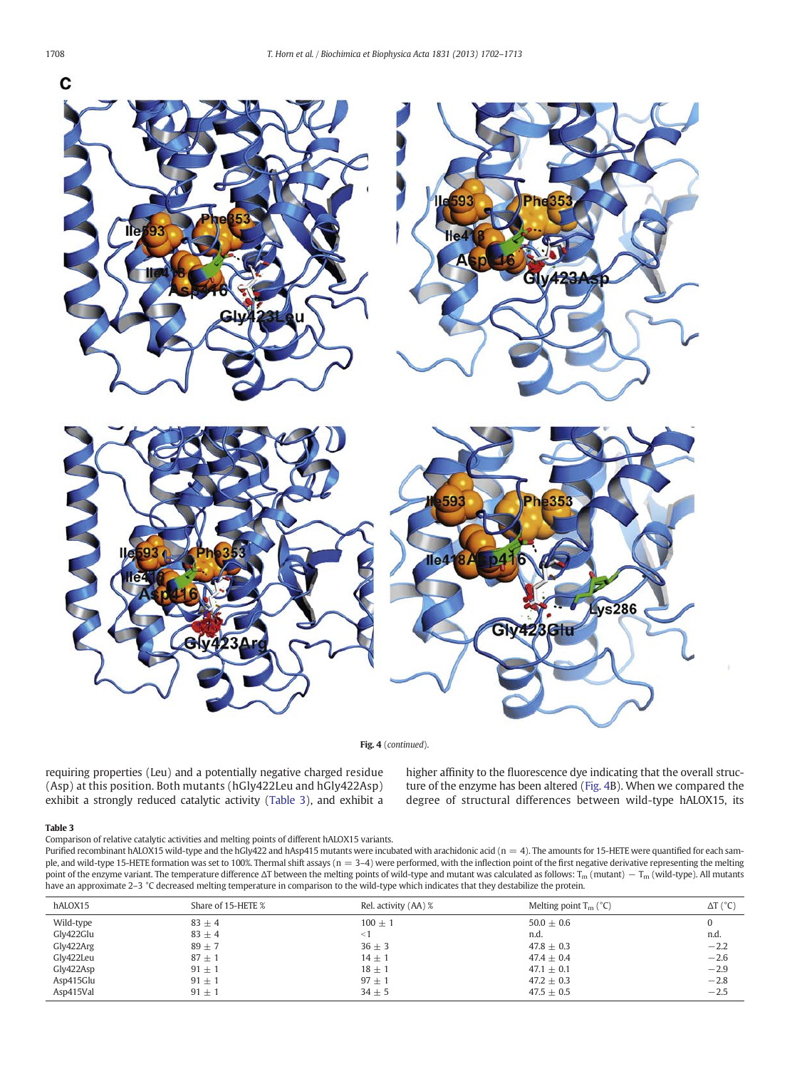**Fig. 4** (*continued*).

requiring properties (Leu) and a potentially negative charged residue (Asp) at this position. Both mutants (hGly422Leu and hGly422Asp) exhibit a strongly reduced catalytic activity (Table 3), and exhibit a higher affinity to the fluorescence dye indicating that the overall structure of the enzyme has been altered (Fig. 4B). When we compared the degree of structural differences between wild-type hALOX15, its

**Table 3**

Comparison of relative catalytic activities and melting points of different hALOX15 variants.

Purified recombinant hALOX15 wild-type and the hGly422 and hAsp415 mutants were incubated with arachidonic acid (n = 4). The amounts for 15-HETE were quantified for each sample, and wild-type 15-HETE formation was set to 100%. Thermal shift assays (n = 3–4) were performed, with the inflection point of the first negative derivative representing the melting point of the enzyme variant. The temperature difference ΔT between the melting points of wild-type and mutant was calculated as follows: $T_m$ (mutant) − $T_m$ (wild-type). All mutants have an approximate 2–3 °C decreased melting temperature in comparison to the wild-type which indicates that they destabilize the protein.

| hALOX15 | Share of 15-HETE % | Rel. activity (AA) % | Melting point $T_m$ (°C) | ΔT (°C) |
|---|---|---|---|---|
| Wild-type | 83 ± 4 | 100 ± 1 | 50.0 ± 0.6 | 0 |
| Gly422Glu | 83 ± 4 | <1 | n.d. | n.d. |
| Gly422Arg | 89 ± 7 | 36 ± 3 | 47.8 ± 0.3 | −2.2 |
| Gly422Leu | 87 ± 1 | 14 ± 1 | 47.4 ± 0.4 | −2.6 |
| Gly422Asp | 91 ± 1 | 18 ± 1 | 47.1 ± 0.1 | −2.9 |
| Asp415Glu | 91 ± 1 | 97 ± 1 | 47.2 ± 0.3 | −2.8 |
| Asp415Val | 91 ± 1 | 34 ± 5 | 47.5 ± 0.5 | −2.5 |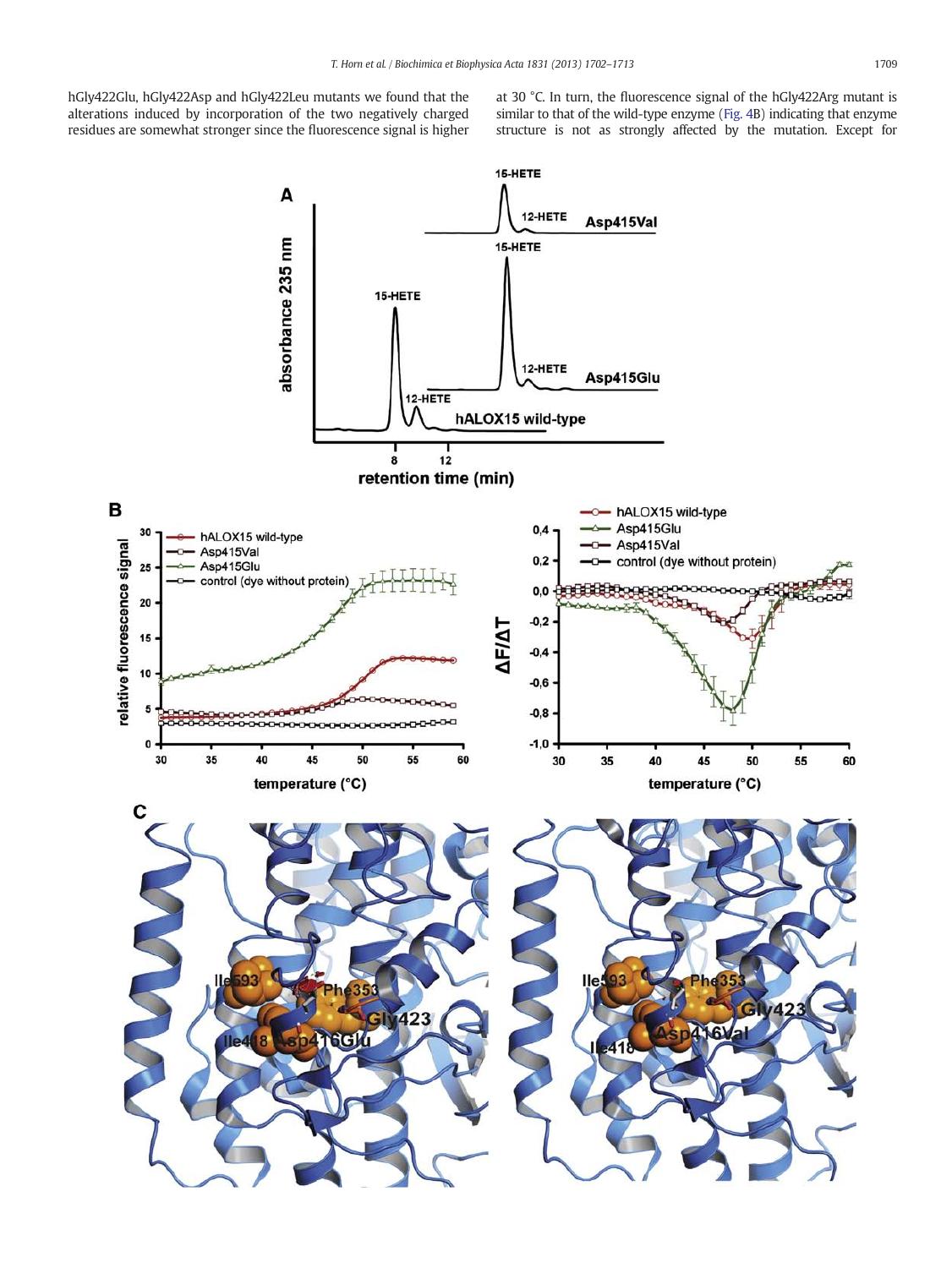hGly422Glu, hGly422Asp and hGly422Leu mutants we found that the alterations induced by incorporation of the two negatively charged residues are somewhat stronger since the fluorescence signal is higher at 30 °C. In turn, the fluorescence signal of the hGly422Arg mutant is similar to that of the wild-type enzyme (Fig. 4B) indicating that enzyme structure is not as strongly affected by the mutation. Except for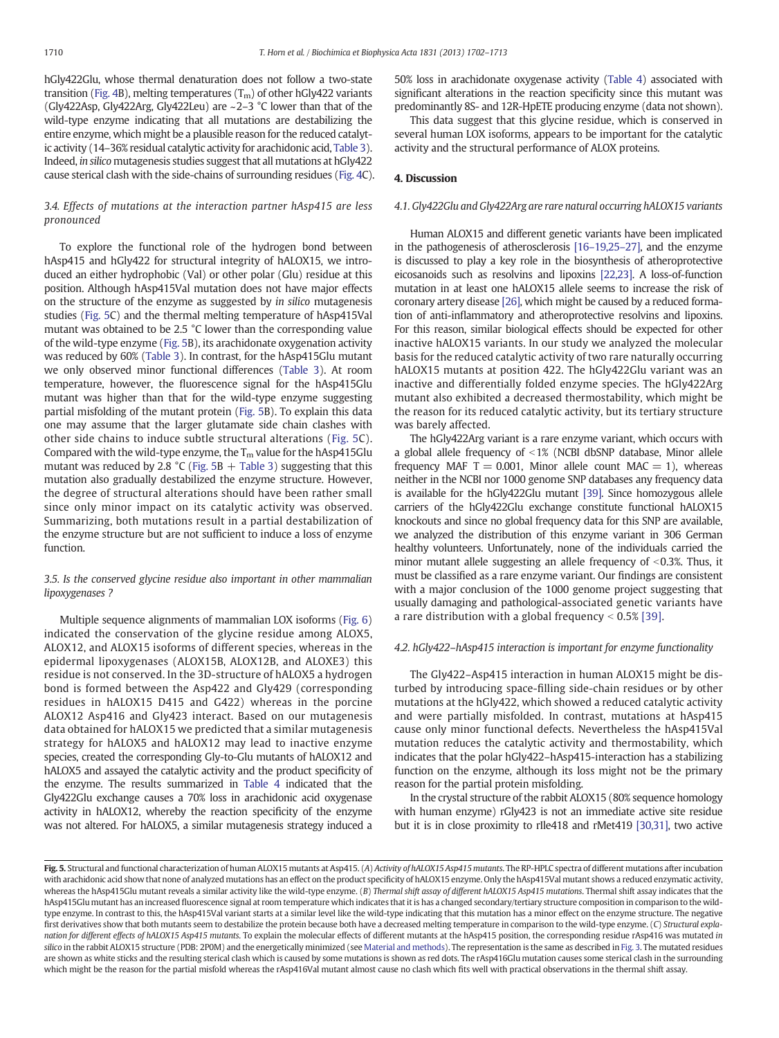hGly422Glu, whose thermal denaturation does not follow a two-state transition (Fig. 4B), melting temperatures ($T_m$) of other hGly422 variants (Gly422Asp, Gly422Arg, Gly422Leu) are ~2–3 °C lower than that of the wild-type enzyme indicating that all mutations are destabilizing the entire enzyme, which might be a plausible reason for the reduced catalytic activity (14–36% residual catalytic activity for arachidonic acid, Table 3). Indeed, *in silico* mutagenesis studies suggest that all mutations at hGly422 cause sterical clash with the side-chains of surrounding residues (Fig. 4C).

### 3.4. Effects of mutations at the interaction partner hAsp415 are less pronounced

To explore the functional role of the hydrogen bond between hAsp415 and hGly422 for structural integrity of hALOX15, we introduced an either hydrophobic (Val) or other polar (Glu) residue at this position. Although hAsp415Val mutation does not have major effects on the structure of the enzyme as suggested by *in silico* mutagenesis studies (Fig. 5C) and the thermal melting temperature of hAsp415Val mutant was obtained to be 2.5 °C lower than the corresponding value of the wild-type enzyme (Fig. 5B), its arachidonate oxygenation activity was reduced by 60% (Table 3). In contrast, for the hAsp415Glu mutant we only observed minor functional differences (Table 3). At room temperature, however, the fluorescence signal for the hAsp415Glu mutant was higher than that for the wild-type enzyme suggesting partial misfolding of the mutant protein (Fig. 5B). To explain this data one may assume that the larger glutamate side chain clashes with other side chains to induce subtle structural alterations (Fig. 5C). Compared with the wild-type enzyme, the $T_m$ value for the hAsp415Glu mutant was reduced by 2.8 °C (Fig. 5B + Table 3) suggesting that this mutation also gradually destabilized the enzyme structure. However, the degree of structural alterations should have been rather small since only minor impact on its catalytic activity was observed. Summarizing, both mutations result in a partial destabilization of the enzyme structure but are not sufficient to induce a loss of enzyme function.

### 3.5. Is the conserved glycine residue also important in other mammalian lipoxygenases ?

Multiple sequence alignments of mammalian LOX isoforms (Fig. 6) indicated the conservation of the glycine residue among ALOX5, ALOX12, and ALOX15 isoforms of different species, whereas in the epidermal lipoxygenases (ALOX15B, ALOX12B, and ALOXE3) this residue is not conserved. In the 3D-structure of hALOX5 a hydrogen bond is formed between the Asp422 and Gly429 (corresponding residues in hALOX15 D415 and G422) whereas in the porcine ALOX12 Asp416 and Gly423 interact. Based on our mutagenesis data obtained for hALOX15 we predicted that a similar mutagenesis strategy for hALOX5 and hALOX12 may lead to inactive enzyme species, created the corresponding Gly-to-Glu mutants of hALOX12 and hALOX5 and assayed the catalytic activity and the product specificity of the enzyme. The results summarized in Table 4 indicated that the Gly422Glu exchange causes a 70% loss in arachidonic acid oxygenase activity in hALOX12, whereby the reaction specificity of the enzyme was not altered. For hALOX5, a similar mutagenesis strategy induced a 50% loss in arachidonate oxygenase activity (Table 4) associated with significant alterations in the reaction specificity since this mutant was predominantly 8S- and 12R-HpETE producing enzyme (data not shown).

This data suggest that this glycine residue, which is conserved in several human LOX isoforms, appears to be important for the catalytic activity and the structural performance of ALOX proteins.

## 4. Discussion

### 4.1. Gly422Glu and Gly422Arg are rare natural occurring hALOX15 variants

Human ALOX15 and different genetic variants have been implicated in the pathogenesis of atherosclerosis [16–19,25–27], and the enzyme is discussed to play a key role in the biosynthesis of atheroprotective eicosanoids such as resolvins and lipoxins [22,23]. A loss-of-function mutation in at least one hALOX15 allele seems to increase the risk of coronary artery disease [26], which might be caused by a reduced formation of anti-inflammatory and atheroprotective resolvins and lipoxins. For this reason, similar biological effects should be expected for other inactive hALOX15 variants. In our study we analyzed the molecular basis for the reduced catalytic activity of two rare naturally occurring hALOX15 mutants at position 422. The hGly422Glu variant was an inactive and differentially folded enzyme species. The hGly422Arg mutant also exhibited a decreased thermostability, which might be the reason for its reduced catalytic activity, but its tertiary structure was barely affected.

The hGly422Arg variant is a rare enzyme variant, which occurs with a global allele frequency of <1% (NCBI dbSNP database, Minor allele frequency MAF T = 0.001, Minor allele count MAC = 1), whereas neither in the NCBI nor 1000 genome SNP databases any frequency data is available for the hGly422Glu mutant [39]. Since homozygous allele carriers of the hGly422Glu exchange constitute functional hALOX15 knockouts and since no global frequency data for this SNP are available, we analyzed the distribution of this enzyme variant in 306 German healthy volunteers. Unfortunately, none of the individuals carried the minor mutant allele suggesting an allele frequency of <0.3%. Thus, it must be classified as a rare enzyme variant. Our findings are consistent with a major conclusion of the 1000 genome project suggesting that usually damaging and pathological-associated genetic variants have a rare distribution with a global frequency < 0.5% [39].

### 4.2. hGly422–hAsp415 interaction is important for enzyme functionality

The Gly422–Asp415 interaction in human ALOX15 might be disturbed by introducing space-filling side-chain residues or by other mutations at the hGly422, which showed a reduced catalytic activity and were partially misfolded. In contrast, mutations at hAsp415 cause only minor functional defects. Nevertheless the hAsp415Val mutation reduces the catalytic activity and thermostability, which indicates that the polar hGly422–hAsp415-interaction has a stabilizing function on the enzyme, although its loss might not be the primary reason for the partial protein misfolding.

In the crystal structure of the rabbit ALOX15 (80% sequence homology with human enzyme) rGly423 is not an immediate active site residue but it is in close proximity to rIle418 and rMet419 [30,31], two active

**Fig. 5.** Structural and functional characterization of human ALOX15 mutants at Asp415. (*A*) *Activity of hALOX15 Asp415 mutants.* The RP-HPLC spectra of different mutations after incubation with arachidonic acid show that none of analyzed mutations has an effect on the product specificity of hALOX15 enzyme. Only the hAsp415Val mutant shows a reduced enzymatic activity, whereas the hAsp415Glu mutant reveals a similar activity like the wild-type enzyme. (*B*) *Thermal shift assay of different hALOX15 Asp415 mutations.* Thermal shift assay indicates that the hAsp415Glu mutant has an increased fluorescence signal at room temperature which indicates that it is has a changed secondary/tertiary structure composition in comparison to the wild-type enzyme. In contrast to this, the hAsp415Val variant starts at a similar level like the wild-type indicating that this mutation has a minor effect on the enzyme structure. The negative first derivatives show that both mutants seem to destabilize the protein because both have a decreased melting temperature in comparison to the wild-type enzyme. (*C*) *Structural explanation for different effects of hALOX15 Asp415 mutants.* To explain the molecular effects of different mutants at the hAsp415 position, the corresponding residue rAsp416 was mutated *in silico* in the rabbit ALOX15 structure (PDB: 2P0M) and the energetically minimized (see Material and methods). The representation is the same as described in Fig. 3. The mutated residues are shown as white sticks and the resulting sterical clash which is caused by some mutations is shown as red dots. The rAsp416Glu mutation causes some sterical clash in the surrounding which might be the reason for the partial misfold whereas the rAsp416Val mutant almost cause no clash which fits well with practical observations in the thermal shift assay.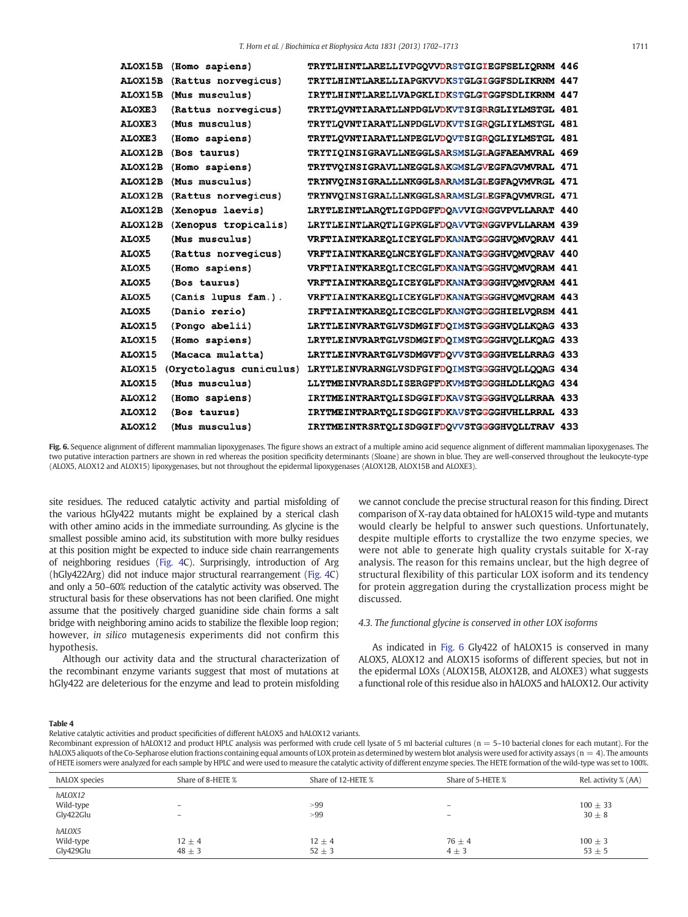| | | |
|---|---|---|
| ALOX15B | (Homo sapiens) | TRYTLHINTLARELLIVPGQVVDRSTGIGIEGFSELIQRNM 446 |
| ALOX15B | (Rattus norvegicus) | TRYTLHINTLARELLIAPGKVVDKSTGLGIGGFSDLIKRNM 447 |
| ALOX15B | (Mus musculus) | IRYTLHINTLARELLVAPGKLIDKSTGLGTGGFSDLIKRNM 447 |
| ALOXE3 | (Rattus norvegicus) | TRYTLQVNTIARATLLNPDGLVDKVTSIGRRGLIYLMSTGL 481 |
| ALOXE3 | (Mus musculus) | TRYTLQVNTIARATLLNPDGLVDKVTSIGRQGLIYLMSTGL 481 |
| ALOXE3 | (Homo sapiens) | TRYTLQVNTIARATLLNPEGLVDQVTSIGRQGLIYLMSTGL 481 |
| ALOX12B | (Bos taurus) | TRYTIQINSIGRAVLLNEGGLSARSMSLGLAGFAEAMVRAL 469 |
| ALOX12B | (Homo sapiens) | TRYTVQINSIGRAVLLNEGGLSAKGMSLGVEGFAGVMVRAL 471 |
| ALOX12B | (Mus musculus) | TRYNVQINSIGRALLLNKGGLSARAMSLGLEGFAQVMVRGL 471 |
| ALOX12B | (Rattus norvegicus) | TRYNVQINSIGRALLLNKGGLSARAMSLGLEGFAQVMVRGL 471 |
| ALOX12B | (Xenopus laevis) | LRYTLEINTLARQTLIGPDGFFDQAVVIGNGGVPVLLARAT 440 |
| ALOX12B | (Xenopus tropicalis) | LRYTLEINTLARQTLIGPKGLFDQAVVTGNGGVPVLLARAM 439 |
| ALOX5 | (Mus musculus) | VRFTIAINTKAREQLICEYGLFDKANATGGGGHVQMVQRAV 441 |
| ALOX5 | (Rattus norvegicus) | VRFTIAINTKAREQLNCEYGLFDKANATGGGGHVQMVQRAV 440 |
| ALOX5 | (Homo sapiens) | VRFTIAINTKAREQLICECGLFDKANATGGGGHVQMVQRAM 441 |
| ALOX5 | (Bos taurus) | VRFTIAINTKAREQLICEYGLFDKANATGGGGHVQMVQRAM 441 |
| ALOX5 | (Canis lupus fam.). | VRFTIAINTKAREQLICEYGLFDKANATGGGGHVQMVQRAM 443 |
| ALOX5 | (Danio rerio) | IRFTIAINTKAREQLICEGGLFDKANGTGGGGHIELVQRSM 441 |
| ALOX15 | (Pongo abelii) | LRYTLEINVRARTGLVSDMGIFDQIMSTGGGGHVQLLKQAG 433 |
| ALOX15 | (Homo sapiens) | LRYTLEINVRARTGLVSDMGIFDQIMSTGGGGHVQLLKQAG 433 |
| ALOX15 | (Macaca mulatta) | LRYTLEINVRARTGLVSDMGVFDQVVSTGGGGHVELLRRAG 433 |
| ALOX15 | (Oryctolagus cuniculus) | LRYTLEINVRARNGLVSDFGIFDQIMSTGGGGHVQLLQQAG 434 |
| ALOX15 | (Mus musculus) | LLYTMEINVRARSDLISERGFFDKVMSTGGGGHLDLLKQAG 434 |
| ALOX12 | (Homo sapiens) | IRYTMEINTRARTQLISDGGIFDKAVSTGGGGHVQLLRRAA 433 |
| ALOX12 | (Bos taurus) | IRYTMEINTRARTQLISDGGIFDKAVSTGGGGHVHLLRRAL 433 |
| ALOX12 | (Mus musculus) | IRYTMEINTRSRTQLISDGGIFDQVVSTGGGGHVQLLTRAV 433 |

**Fig. 6.** Sequence alignment of different mammalian lipoxygenases. The figure shows an extract of a multiple amino acid sequence alignment of different mammalian lipoxygenases. The two putative interaction partners are shown in red whereas the position specificity determinants (Sloane) are shown in blue. They are well-conserved throughout the leukocyte-type (ALOX5, ALOX12 and ALOX15) lipoxygenases, but not throughout the epidermal lipoxygenases (ALOX12B, ALOX15B and ALOXE3).

site residues. The reduced catalytic activity and partial misfolding of the various hGly422 mutants might be explained by a sterical clash with other amino acids in the immediate surrounding. As glycine is the smallest possible amino acid, its substitution with more bulky residues at this position might be expected to induce side chain rearrangements of neighboring residues (Fig. 4C). Surprisingly, introduction of Arg (hGly422Arg) did not induce major structural rearrangement (Fig. 4C) and only a 50–60% reduction of the catalytic activity was observed. The structural basis for these observations has not been clarified. One might assume that the positively charged guanidine side chain forms a salt bridge with neighboring amino acids to stabilize the flexible loop region; however, *in silico* mutagenesis experiments did not confirm this hypothesis.

Although our activity data and the structural characterization of the recombinant enzyme variants suggest that most of mutations at hGly422 are deleterious for the enzyme and lead to protein misfolding we cannot conclude the precise structural reason for this finding. Direct comparison of X-ray data obtained for hALOX15 wild-type and mutants would clearly be helpful to answer such questions. Unfortunately, despite multiple efforts to crystallize the two enzyme species, we were not able to generate high quality crystals suitable for X-ray analysis. The reason for this remains unclear, but the high degree of structural flexibility of this particular LOX isoform and its tendency for protein aggregation during the crystallization process might be discussed.

### 4.3. The functional glycine is conserved in other LOX isoforms

As indicated in Fig. 6 Gly422 of hALOX15 is conserved in many ALOX5, ALOX12 and ALOX15 isoforms of different species, but not in the epidermal LOXs (ALOX15B, ALOX12B, and ALOXE3) what suggests a functional role of this residue also in hALOX5 and hALOX12. Our activity

**Table 4**
Relative catalytic activities and product specificities of different hALOX5 and hALOX12 variants.
Recombinant expression of hALOX12 and product HPLC analysis was performed with crude cell lysate of 5 ml bacterial cultures (n = 5–10 bacterial clones for each mutant). For the hALOX5 aliquots of the Co-Sepharose elution fractions containing equal amounts of LOX protein as determined by western blot analysis were used for activity assays (n = 4). The amounts of HETE isomers were analyzed for each sample by HPLC and were used to measure the catalytic activity of different enzyme species. The HETE formation of the wild-type was set to 100%.

| hALOX species | Share of 8-HETE % | Share of 12-HETE % | Share of 5-HETE % | Rel. activity % (AA) |
|---|---|---|---|---|
| *hALOX12* | | | | |
| Wild-type | – | >99 | – | 100 ± 33 |
| Gly422Glu | – | >99 | – | 30 ± 8 |
| *hALOX5* | | | | |
| Wild-type | 12 ± 4 | 12 ± 4 | 76 ± 4 | 100 ± 3 |
| Gly429Glu | 48 ± 3 | 52 ± 3 | 4 ± 3 | 53 ± 5 |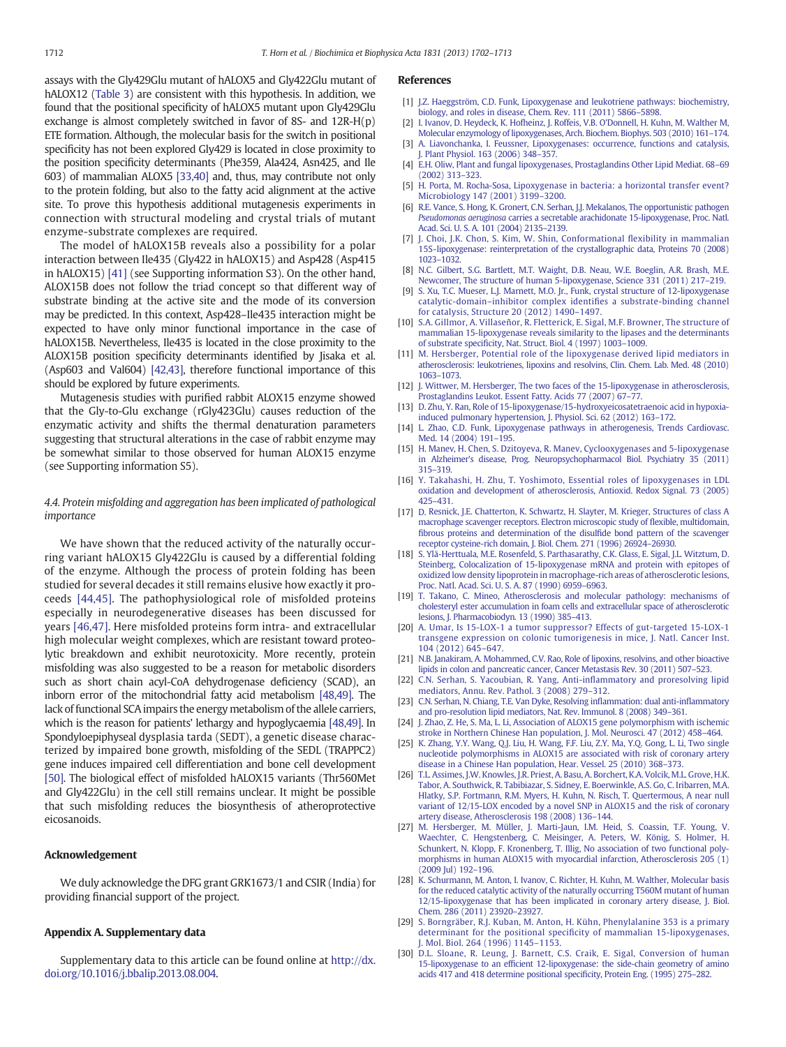assays with the Gly429Glu mutant of hALOX5 and Gly422Glu mutant of hALOX12 (Table 3) are consistent with this hypothesis. In addition, we found that the positional specificity of hALOX5 mutant upon Gly429Glu exchange is almost completely switched in favor of 8S- and 12R-H(p) ETE formation. Although, the molecular basis for the switch in positional specificity has not been explored Gly429 is located in close proximity to the position specificity determinants (Phe359, Ala424, Asn425, and Ile 603) of mammalian ALOX5 [33,40] and, thus, may contribute not only to the protein folding, but also to the fatty acid alignment at the active site. To prove this hypothesis additional mutagenesis experiments in connection with structural modeling and crystal trials of mutant enzyme-substrate complexes are required.

The model of hALOX15B reveals also a possibility for a polar interaction between Ile435 (Gly422 in hALOX15) and Asp428 (Asp415 in hALOX15) [41] (see Supporting information S3). On the other hand, ALOX15B does not follow the triad concept so that different way of substrate binding at the active site and the mode of its conversion may be predicted. In this context, Asp428–Ile435 interaction might be expected to have only minor functional importance in the case of hALOX15B. Nevertheless, Ile435 is located in the close proximity to the ALOX15B position specificity determinants identified by Jisaka et al. (Asp603 and Val604) [42,43], therefore functional importance of this should be explored by future experiments.

Mutagenesis studies with purified rabbit ALOX15 enzyme showed that the Gly-to-Glu exchange (rGly423Glu) causes reduction of the enzymatic activity and shifts the thermal denaturation parameters suggesting that structural alterations in the case of rabbit enzyme may be somewhat similar to those observed for human ALOX15 enzyme (see Supporting information S5).

### *4.4. Protein misfolding and aggregation has been implicated of pathological importance*

We have shown that the reduced activity of the naturally occurring variant hALOX15 Gly422Glu is caused by a differential folding of the enzyme. Although the process of protein folding has been studied for several decades it still remains elusive how exactly it proceeds [44,45]. The pathophysiological role of misfolded proteins especially in neurodegenerative diseases has been discussed for years [46,47]. Here misfolded proteins form intra- and extracellular high molecular weight complexes, which are resistant toward proteolytic breakdown and exhibit neurotoxicity. More recently, protein misfolding was also suggested to be a reason for metabolic disorders such as short chain acyl-CoA dehydrogenase deficiency (SCAD), an inborn error of the mitochondrial fatty acid metabolism [48,49]. The lack of functional SCA impairs the energy metabolism of the allele carriers, which is the reason for patients' lethargy and hypoglycaemia [48,49]. In Spondyloepiphyseal dysplasia tarda (SEDT), a genetic disease characterized by impaired bone growth, misfolding of the SEDL (TRAPPC2) gene induces impaired cell differentiation and bone cell development [50]. The biological effect of misfolded hALOX15 variants (Thr560Met and Gly422Glu) in the cell still remains unclear. It might be possible that such misfolding reduces the biosynthesis of atheroprotective eicosanoids.

## Acknowledgement

We duly acknowledge the DFG grant GRK1673/1 and CSIR (India) for providing financial support of the project.

## Appendix A. Supplementary data

Supplementary data to this article can be found online at http://dx.doi.org/10.1016/j.bbalip.2013.08.004.

## References

[1] J.Z. Haeggström, C.D. Funk, Lipoxygenase and leukotriene pathways: biochemistry, biology, and roles in disease, Chem. Rev. 111 (2011) 5866–5898.
[2] I. Ivanov, D. Heydeck, K. Hofheinz, J. Roffeis, V.B. O'Donnell, H. Kuhn, M. Walther M, Molecular enzymology of lipoxygenases, Arch. Biochem. Biophys. 503 (2010) 161–174.
[3] A. Liavonchanka, I. Feussner, Lipoxygenases: occurrence, functions and catalysis, J. Plant Physiol. 163 (2006) 348–357.
[4] E.H. Oliw, Plant and fungal lipoxygenases, Prostaglandins Other Lipid Mediat. 68–69 (2002) 313–323.
[5] H. Porta, M. Rocha-Sosa, Lipoxygenase in bacteria: a horizontal transfer event? Microbiology 147 (2001) 3199–3200.
[6] R.E. Vance, S. Hong, K. Gronert, C.N. Serhan, J.J. Mekalanos, The opportunistic pathogen *Pseudomonas aeruginosa* carries a secretable arachidonate 15-lipoxygenase, Proc. Natl. Acad. Sci. U. S. A. 101 (2004) 2135–2139.
[7] J. Choi, J.K. Chon, S. Kim, W. Shin, Conformational flexibility in mammalian 15S-lipoxygenase: reinterpretation of the crystallographic data, Proteins 70 (2008) 1023–1032.
[8] N.C. Gilbert, S.G. Bartlett, M.T. Waight, D.B. Neau, W.E. Boeglin, A.R. Brash, M.E. Newcomer, The structure of human 5-lipoxygenase, Science 331 (2011) 217–219.
[9] S. Xu, T.C. Mueser, L.J. Marnett, M.O. Jr., Funk, crystal structure of 12-lipoxygenase catalytic-domain–inhibitor complex identifies a substrate-binding channel for catalysis, Structure 20 (2012) 1490–1497.
[10] S.A. Gillmor, A. Villaseñor, R. Fletterick, E. Sigal, M.F. Browner, The structure of mammalian 15-lipoxygenase reveals similarity to the lipases and the determinants of substrate specificity, Nat. Struct. Biol. 4 (1997) 1003–1009.
[11] M. Hersberger, Potential role of the lipoxygenase derived lipid mediators in atherosclerosis: leukotrienes, lipoxins and resolvins, Clin. Chem. Lab. Med. 48 (2010) 1063–1073.
[12] J. Wittwer, M. Hersberger, The two faces of the 15-lipoxygenase in atherosclerosis, Prostaglandins Leukot. Essent Fatty. Acids 77 (2007) 67–77.
[13] D. Zhu, Y. Ran, Role of 15-lipoxygenase/15-hydroxyeicosatetraenoic acid in hypoxia-induced pulmonary hypertension, J. Physiol. Sci. 62 (2012) 163–172.
[14] L. Zhao, C.D. Funk, Lipoxygenase pathways in atherogenesis, Trends Cardiovasc. Med. 14 (2004) 191–195.
[15] H. Manev, H. Chen, S. Dzitoyeva, R. Manev, Cyclooxygenases and 5-lipoxygenase in Alzheimer's disease, Prog. Neuropsychopharmacol Biol. Psychiatry 35 (2011) 315–319.
[16] Y. Takahashi, H. Zhu, T. Yoshimoto, Essential roles of lipoxygenases in LDL oxidation and development of atherosclerosis, Antioxid. Redox Signal. 73 (2005) 425–431.
[17] D. Resnick, J.E. Chatterton, K. Schwartz, H. Slayter, M. Krieger, Structures of class A macrophage scavenger receptors. Electron microscopic study of flexible, multidomain, fibrous proteins and determination of the disulfide bond pattern of the scavenger receptor cysteine-rich domain, J. Biol. Chem. 271 (1996) 26924–26930.
[18] S. Ylä-Herttuala, M.E. Rosenfeld, S. Parthasarathy, C.K. Glass, E. Sigal, J.L. Witztum, D. Steinberg, Colocalization of 15-lipoxygenase mRNA and protein with epitopes of oxidized low density lipoprotein in macrophage-rich areas of atherosclerotic lesions, Proc. Natl. Acad. Sci. U. S. A. 87 (1990) 6959–6963.
[19] T. Takano, C. Mineo, Atherosclerosis and molecular pathology: mechanisms of cholesteryl ester accumulation in foam cells and extracellular space of atherosclerotic lesions, J. Pharmacobiodyn. 13 (1990) 385–413.
[20] A. Umar, Is 15-LOX-1 a tumor suppressor? Effects of gut-targeted 15-LOX-1 transgene expression on colonic tumorigenesis in mice, J. Natl. Cancer Inst. 104 (2012) 645–647.
[21] N.B. Janakiram, A. Mohammed, C.V. Rao, Role of lipoxins, resolvins, and other bioactive lipids in colon and pancreatic cancer, Cancer Metastasis Rev. 30 (2011) 507–523.
[22] C.N. Serhan, S. Yacoubian, R. Yang, Anti-inflammatory and proresolving lipid mediators, Annu. Rev. Pathol. 3 (2008) 279–312.
[23] C.N. Serhan, N. Chiang, T.E. Van Dyke, Resolving inflammation: dual anti-inflammatory and pro-resolution lipid mediators, Nat. Rev. Immunol. 8 (2008) 349–361.
[24] J. Zhao, Z. He, S. Ma, L. Li, Association of ALOX15 gene polymorphism with ischemic stroke in Northern Chinese Han population, J. Mol. Neurosci. 47 (2012) 458–464.
[25] K. Zhang, Y.Y. Wang, Q.J. Liu, H. Wang, F.F. Liu, Z.Y. Ma, Y.Q. Gong, L. Li, Two single nucleotide polymorphisms in ALOX15 are associated with risk of coronary artery disease in a Chinese Han population, Hear. Vessel. 25 (2010) 368–373.
[26] T.L. Assimes, J.W. Knowles, J.R. Priest, A. Basu, A. Borchert, K.A. Volcik, M.L. Grove, H.K. Tabor, A. Southwick, R. Tabibiazar, S. Sidney, E. Boerwinkle, A.S. Go, C. Iribarren, M.A. Hlatky, S.P. Fortmann, R.M. Myers, H. Kuhn, N. Risch, T. Quertermous, A near null variant of 12/15-LOX encoded by a novel SNP in ALOX15 and the risk of coronary artery disease, Atherosclerosis 198 (2008) 136–144.
[27] M. Hersberger, M. Müller, J. Marti-Jaun, I.M. Heid, S. Coassin, T.F. Young, V. Waechter, C. Hengstenberg, C. Meisinger, A. Peters, W. König, S. Holmer, H. Schunkert, N. Klopp, F. Kronenberg, T. Illig, No association of two functional polymorphisms in human ALOX15 with myocardial infarction, Atherosclerosis 205 (1) (2009 Jul) 192–196.
[28] K. Schurmann, M. Anton, I. Ivanov, C. Richter, H. Kuhn, M. Walther, Molecular basis for the reduced catalytic activity of the naturally occurring T560M mutant of human 12/15-lipoxygenase that has been implicated in coronary artery disease, J. Biol. Chem. 286 (2011) 23920–23927.
[29] S. Borngräber, R.J. Kuban, M. Anton, H. Kühn, Phenylalanine 353 is a primary determinant for the positional specificity of mammalian 15-lipoxygenases, J. Mol. Biol. 264 (1996) 1145–1153.
[30] D.L. Sloane, R. Leung, J. Barnett, C.S. Craik, E. Sigal, Conversion of human 15-lipoxygenase to an efficient 12-lipoxygenase: the side-chain geometry of amino acids 417 and 418 determine positional specificity, Protein Eng. (1995) 275–282.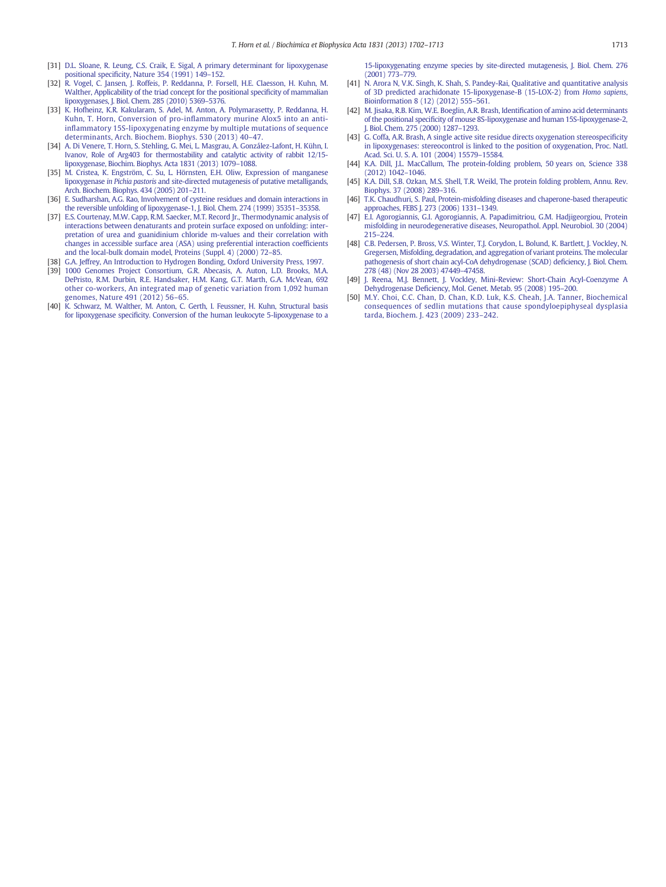[31] D.L. Sloane, R. Leung, C.S. Craik, E. Sigal, A primary determinant for lipoxygenase positional specificity, Nature 354 (1991) 149–152.

[32] R. Vogel, C. Jansen, J. Roffeis, P. Reddanna, P. Forsell, H.E. Claesson, H. Kuhn, M. Walther, Applicability of the triad concept for the positional specificity of mammalian lipoxygenases, J. Biol. Chem. 285 (2010) 5369–5376.

[33] K. Hofheinz, K.R. Kakularam, S. Adel, M. Anton, A. Polymarasetty, P. Reddanna, H. Kuhn, T. Horn, Conversion of pro-inflammatory murine Alox5 into an anti-inflammatory 15S-lipoxygenating enzyme by multiple mutations of sequence determinants, Arch. Biochem. Biophys. 530 (2013) 40–47.

[34] A. Di Venere, T. Horn, S. Stehling, G. Mei, L. Masgrau, A. González-Lafont, H. Kühn, I. Ivanov, Role of Arg403 for thermostability and catalytic activity of rabbit 12/15-lipoxygenase, Biochim. Biophys. Acta 1831 (2013) 1079–1088.

[35] M. Cristea, K. Engström, C. Su, L. Hörnsten, E.H. Oliw, Expression of manganese lipoxygenase *in Pichia pastoris* and site-directed mutagenesis of putative metalligands, Arch. Biochem. Biophys. 434 (2005) 201–211.

[36] E. Sudharshan, A.G. Rao, Involvement of cysteine residues and domain interactions in the reversible unfolding of lipoxygenase-1, J. Biol. Chem. 274 (1999) 35351–35358.

[37] E.S. Courtenay, M.W. Capp, R.M. Saecker, M.T. Record Jr., Thermodynamic analysis of interactions between denaturants and protein surface exposed on unfolding: interpretation of urea and guanidinium chloride m-values and their correlation with changes in accessible surface area (ASA) using preferential interaction coefficients and the local-bulk domain model, Proteins (Suppl. 4) (2000) 72–85.

[38] G.A. Jeffrey, An Introduction to Hydrogen Bonding, Oxford University Press, 1997.

[39] 1000 Genomes Project Consortium, G.R. Abecasis, A. Auton, L.D. Brooks, M.A. DePristo, R.M. Durbin, R.E. Handsaker, H.M. Kang, G.T. Marth, G.A. McVean, 692 other co-workers, An integrated map of genetic variation from 1,092 human genomes, Nature 491 (2012) 56–65.

[40] K. Schwarz, M. Walther, M. Anton, C. Gerth, I. Feussner, H. Kuhn, Structural basis for lipoxygenase specificity. Conversion of the human leukocyte 5-lipoxygenase to a 15-lipoxygenating enzyme species by site-directed mutagenesis, J. Biol. Chem. 276 (2001) 773–779.

[41] N. Arora N, V.K. Singh, K. Shah, S. Pandey-Rai, Qualitative and quantitative analysis of 3D predicted arachidonate 15-lipoxygenase-B (15-LOX-2) from *Homo sapiens*, Bioinformation 8 (12) (2012) 555–561.

[42] M. Jisaka, R.B. Kim, W.E. Boeglin, A.R. Brash, Identification of amino acid determinants of the positional specificity of mouse 8S-lipoxygenase and human 15S-lipoxygenase-2, J. Biol. Chem. 275 (2000) 1287–1293.

[43] G. Coffa, A.R. Brash, A single active site residue directs oxygenation stereospecificity in lipoxygenases: stereocontrol is linked to the position of oxygenation, Proc. Natl. Acad. Sci. U. S. A. 101 (2004) 15579–15584.

[44] K.A. Dill, J.L. MacCallum, The protein-folding problem, 50 years on, Science 338 (2012) 1042–1046.

[45] K.A. Dill, S.B. Ozkan, M.S. Shell, T.R. Weikl, The protein folding problem, Annu. Rev. Biophys. 37 (2008) 289–316.

[46] T.K. Chaudhuri, S. Paul, Protein-misfolding diseases and chaperone-based therapeutic approaches, FEBS J. 273 (2006) 1331–1349.

[47] E.I. Agorogiannis, G.I. Agorogiannis, A. Papadimitriou, G.M. Hadjigeorgiou, Protein misfolding in neurodegenerative diseases, Neuropathol. Appl. Neurobiol. 30 (2004) 215–224.

[48] C.B. Pedersen, P. Bross, V.S. Winter, T.J. Corydon, L. Bolund, K. Bartlett, J. Vockley, N. Gregersen, Misfolding, degradation, and aggregation of variant proteins. The molecular pathogenesis of short chain acyl-CoA dehydrogenase (SCAD) deficiency, J. Biol. Chem. 278 (48) (Nov 28 2003) 47449–47458.

[49] J. Reena, M.J. Bennett, J. Vockley, Mini-Review: Short-Chain Acyl-Coenzyme A Dehydrogenase Deficiency, Mol. Genet. Metab. 95 (2008) 195–200.

[50] M.Y. Choi, C.C. Chan, D. Chan, K.D. Luk, K.S. Cheah, J.A. Tanner, Biochemical consequences of sedlin mutations that cause spondyloepiphyseal dysplasia tarda, Biochem. J. 423 (2009) 233–242.